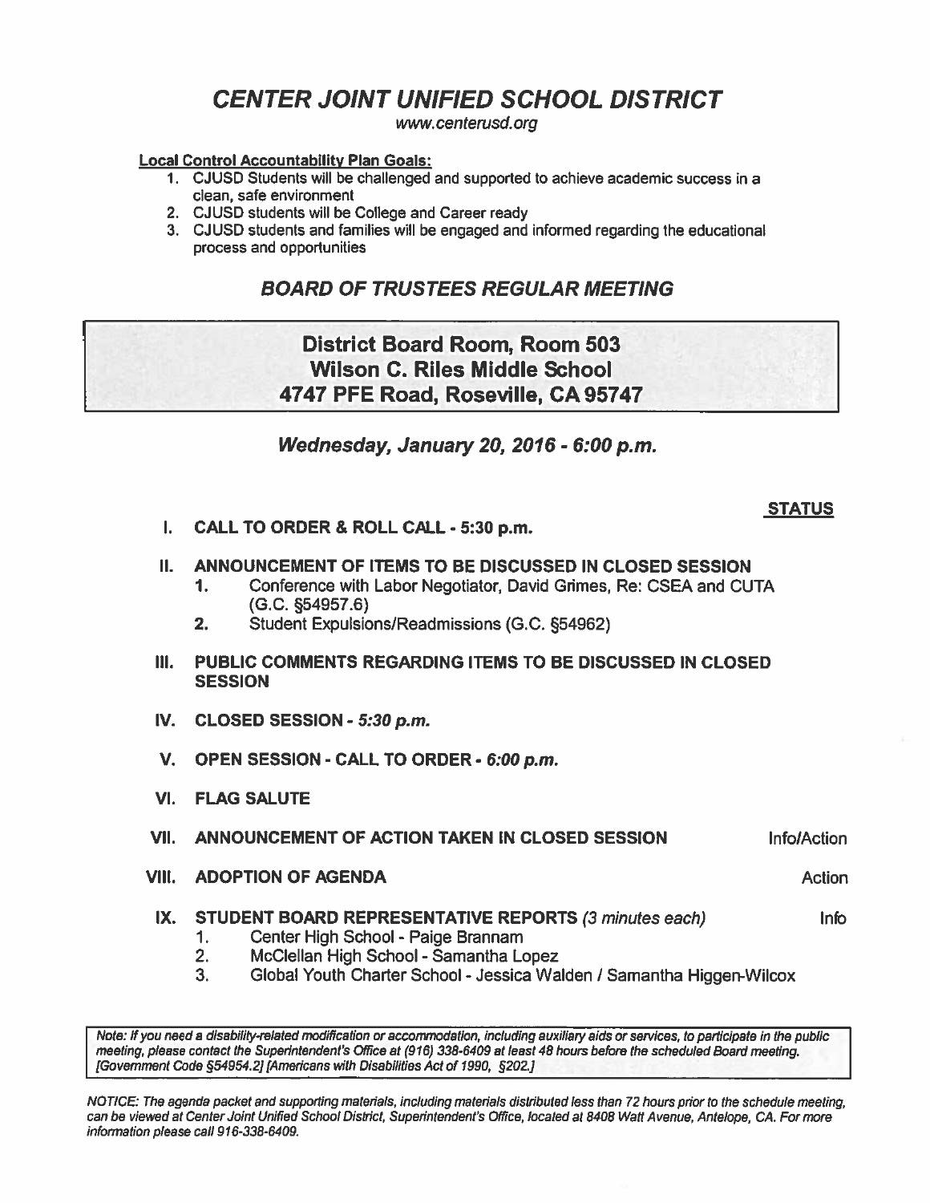# *CENTER JOINT UNIFIED SCHOOL DISTRICT*

www.centerusd.org

**Local Control Accountability Plan Goals:**

1. CJUSD Students will be challenged and supported to achieve academic success in a clean, safe environment
2. CJUSD students will be College and Career ready
3. CJUSD students and families will be engaged and informed regarding the educational process and opportunities

## *BOARD OF TRUSTEES REGULAR MEETING*

**District Board Room, Room 503**
**Wilson C. Riles Middle School**
**4747 PFE Road, Roseville, CA 95747**

### *Wednesday, January 20, 2016 - 6:00 p.m.*

**STATUS**

**I. CALL TO ORDER & ROLL CALL - 5:30 p.m.**

**II. ANNOUNCEMENT OF ITEMS TO BE DISCUSSED IN CLOSED SESSION**

1. Conference with Labor Negotiator, David Grimes, Re: CSEA and CUTA (G.C. §54957.6)
2. Student Expulsions/Readmissions (G.C. §54962)

**III. PUBLIC COMMENTS REGARDING ITEMS TO BE DISCUSSED IN CLOSED SESSION**

**IV. CLOSED SESSION - *5:30 p.m.***

**V. OPEN SESSION - CALL TO ORDER - *6:00 p.m.***

**VI. FLAG SALUTE**

**VII. ANNOUNCEMENT OF ACTION TAKEN IN CLOSED SESSION** — Info/Action

**VIII. ADOPTION OF AGENDA** — Action

**IX. STUDENT BOARD REPRESENTATIVE REPORTS** *(3 minutes each)* — Info

1. Center High School - Paige Brannam
2. McClellan High School - Samantha Lopez
3. Global Youth Charter School - Jessica Walden / Samantha Higgen-Wilcox

*Note: If you need a disability-related modification or accommodation, including auxiliary aids or services, to participate in the public meeting, please contact the Superintendent's Office at (916) 338-6409 at least 48 hours before the scheduled Board meeting. [Government Code §54954.2] [Americans with Disabilities Act of 1990, §202.]*

*NOTICE: The agenda packet and supporting materials, including materials distributed less than 72 hours prior to the schedule meeting, can be viewed at Center Joint Unified School District, Superintendent's Office, located at 8408 Watt Avenue, Antelope, CA. For more information please call 916-338-6409.*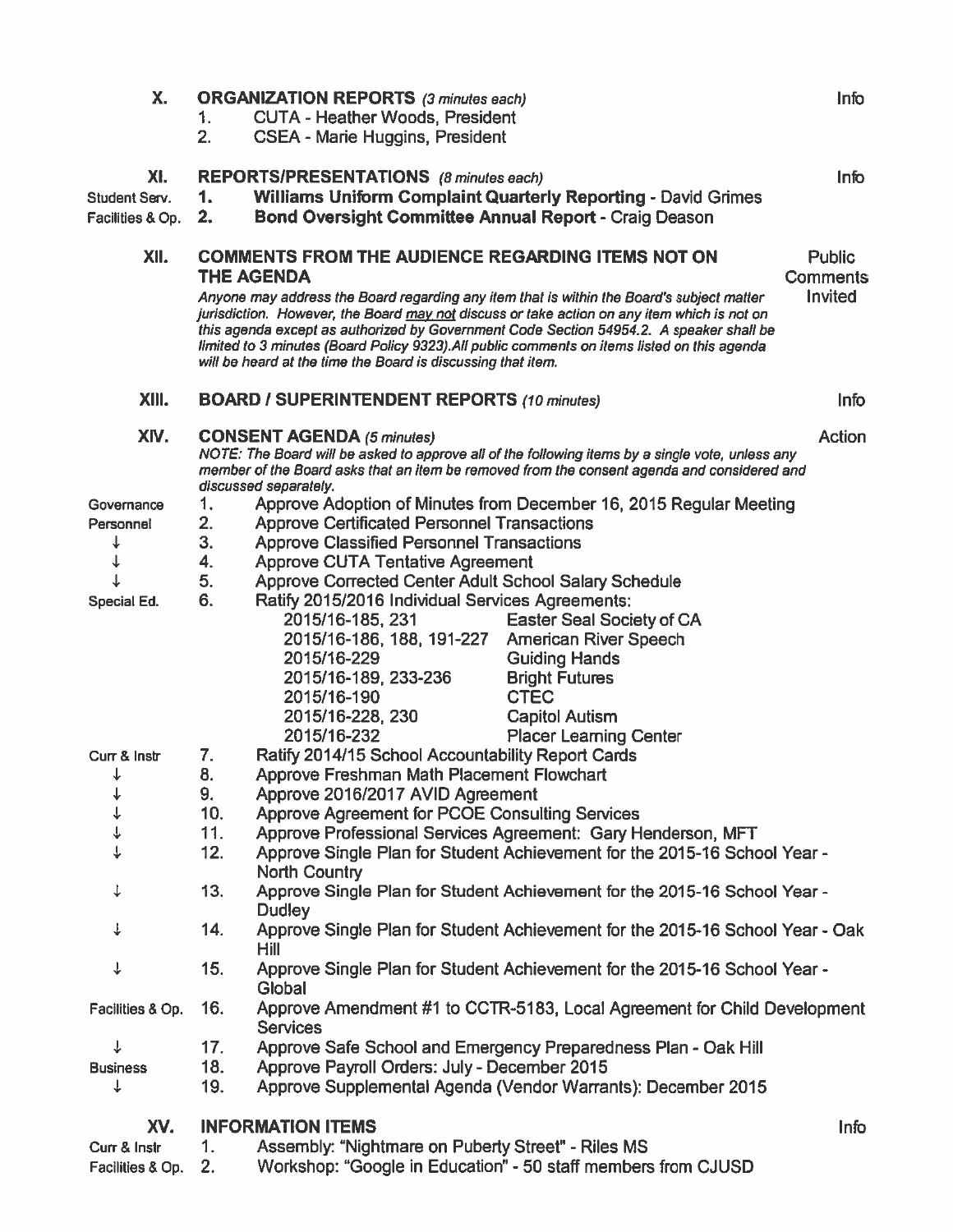## X. ORGANIZATION REPORTS *(3 minutes each)* — Info

1. CUTA - Heather Woods, President
2. CSEA - Marie Huggins, President

## XI. REPORTS/PRESENTATIONS *(8 minutes each)* — Info

| Dept. | No. | Item |
|---|---|---|
| Student Serv. | 1. | **Williams Uniform Complaint Quarterly Reporting** - David Grimes |
| Facilities & Op. | 2. | **Bond Oversight Committee Annual Report** - Craig Deason |

## XII. COMMENTS FROM THE AUDIENCE REGARDING ITEMS NOT ON THE AGENDA — Public Comments Invited

*Anyone may address the Board regarding any item that is within the Board's subject matter jurisdiction. However, the Board may not discuss or take action on any item which is not on this agenda except as authorized by Government Code Section 54954.2. A speaker shall be limited to 3 minutes (Board Policy 9323).All public comments on items listed on this agenda will be heard at the time the Board is discussing that item.*

## XIII. BOARD / SUPERINTENDENT REPORTS *(10 minutes)* — Info

## XIV. CONSENT AGENDA *(5 minutes)* — Action

*NOTE: The Board will be asked to approve all of the following items by a single vote, unless any member of the Board asks that an item be removed from the consent agenda and considered and discussed separately.*

| Dept. | No. | Item |
|---|---|---|
| Governance | 1. | Approve Adoption of Minutes from December 16, 2015 Regular Meeting |
| Personnel | 2. | Approve Certificated Personnel Transactions |
| ↓ | 3. | Approve Classified Personnel Transactions |
| ↓ | 4. | Approve CUTA Tentative Agreement |
| ↓ | 5. | Approve Corrected Center Adult School Salary Schedule |
| Special Ed. | 6. | Ratify 2015/2016 Individual Services Agreements: |

| Agreement No. | Provider |
|---|---|
| 2015/16-185, 231 | Easter Seal Society of CA |
| 2015/16-186, 188, 191-227 | American River Speech |
| 2015/16-229 | Guiding Hands |
| 2015/16-189, 233-236 | Bright Futures |
| 2015/16-190 | CTEC |
| 2015/16-228, 230 | Capitol Autism |
| 2015/16-232 | Placer Learning Center |

| Dept. | No. | Item |
|---|---|---|
| Curr & Instr | 7. | Ratify 2014/15 School Accountability Report Cards |
| ↓ | 8. | Approve Freshman Math Placement Flowchart |
| ↓ | 9. | Approve 2016/2017 AVID Agreement |
| ↓ | 10. | Approve Agreement for PCOE Consulting Services |
| ↓ | 11. | Approve Professional Services Agreement: Gary Henderson, MFT |
| ↓ | 12. | Approve Single Plan for Student Achievement for the 2015-16 School Year - North Country |
| ↓ | 13. | Approve Single Plan for Student Achievement for the 2015-16 School Year - Dudley |
| ↓ | 14. | Approve Single Plan for Student Achievement for the 2015-16 School Year - Oak Hill |
| ↓ | 15. | Approve Single Plan for Student Achievement for the 2015-16 School Year - Global |
| Facilities & Op. | 16. | Approve Amendment #1 to CCTR-5183, Local Agreement for Child Development Services |
| ↓ | 17. | Approve Safe School and Emergency Preparedness Plan - Oak Hill |
| Business | 18. | Approve Payroll Orders: July - December 2015 |
| ↓ | 19. | Approve Supplemental Agenda (Vendor Warrants): December 2015 |

## XV. INFORMATION ITEMS — Info

| Dept. | No. | Item |
|---|---|---|
| Curr & Instr | 1. | Assembly: "Nightmare on Puberty Street" - Riles MS |
| Facilities & Op. | 2. | Workshop: "Google in Education" - 50 staff members from CJUSD |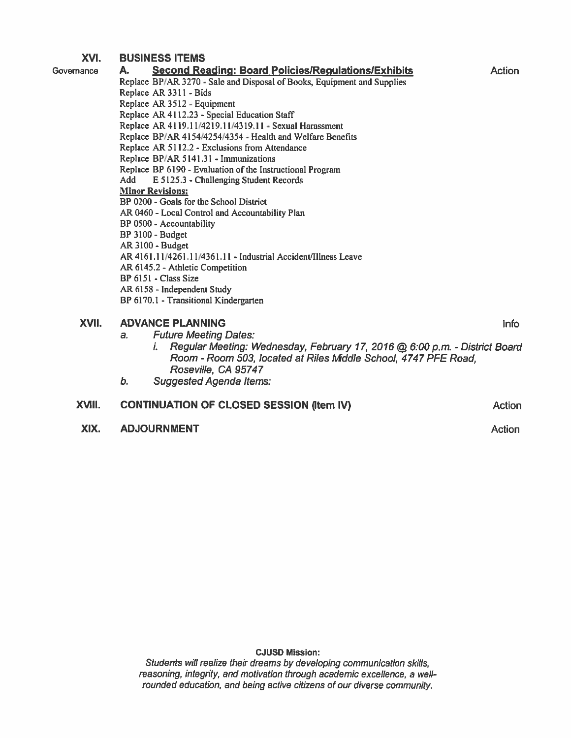## XVI. BUSINESS ITEMS

Governance

**A. Second Reading: Board Policies/Regulations/Exhibits** — Action

Replace BP/AR 3270 - Sale and Disposal of Books, Equipment and Supplies
Replace AR 3311 - Bids
Replace AR 3512 - Equipment
Replace AR 4112.23 - Special Education Staff
Replace AR 4119.11/4219.11/4319.11 - Sexual Harassment
Replace BP/AR 4154/4254/4354 - Health and Welfare Benefits
Replace AR 5112.2 - Exclusions from Attendance
Replace BP/AR 5141.31 - Immunizations
Replace BP 6190 - Evaluation of the Instructional Program
Add E 5125.3 - Challenging Student Records

**Minor Revisions:**

BP 0200 - Goals for the School District
AR 0460 - Local Control and Accountability Plan
BP 0500 - Accountability
BP 3100 - Budget
AR 3100 - Budget
AR 4161.11/4261.11/4361.11 - Industrial Accident/Illness Leave
AR 6145.2 - Athletic Competition
BP 6151 - Class Size
AR 6158 - Independent Study
BP 6170.1 - Transitional Kindergarten

## XVII. ADVANCE PLANNING — Info

a. *Future Meeting Dates:*
   i. *Regular Meeting: Wednesday, February 17, 2016 @ 6:00 p.m. - District Board Room - Room 503, located at Riles Middle School, 4747 PFE Road, Roseville, CA 95747*

b. *Suggested Agenda Items:*

## XVIII. CONTINUATION OF CLOSED SESSION (Item IV) — Action

## XIX. ADJOURNMENT — Action

**CJUSD Mission:**

*Students will realize their dreams by developing communication skills, reasoning, integrity, and motivation through academic excellence, a well-rounded education, and being active citizens of our diverse community.*